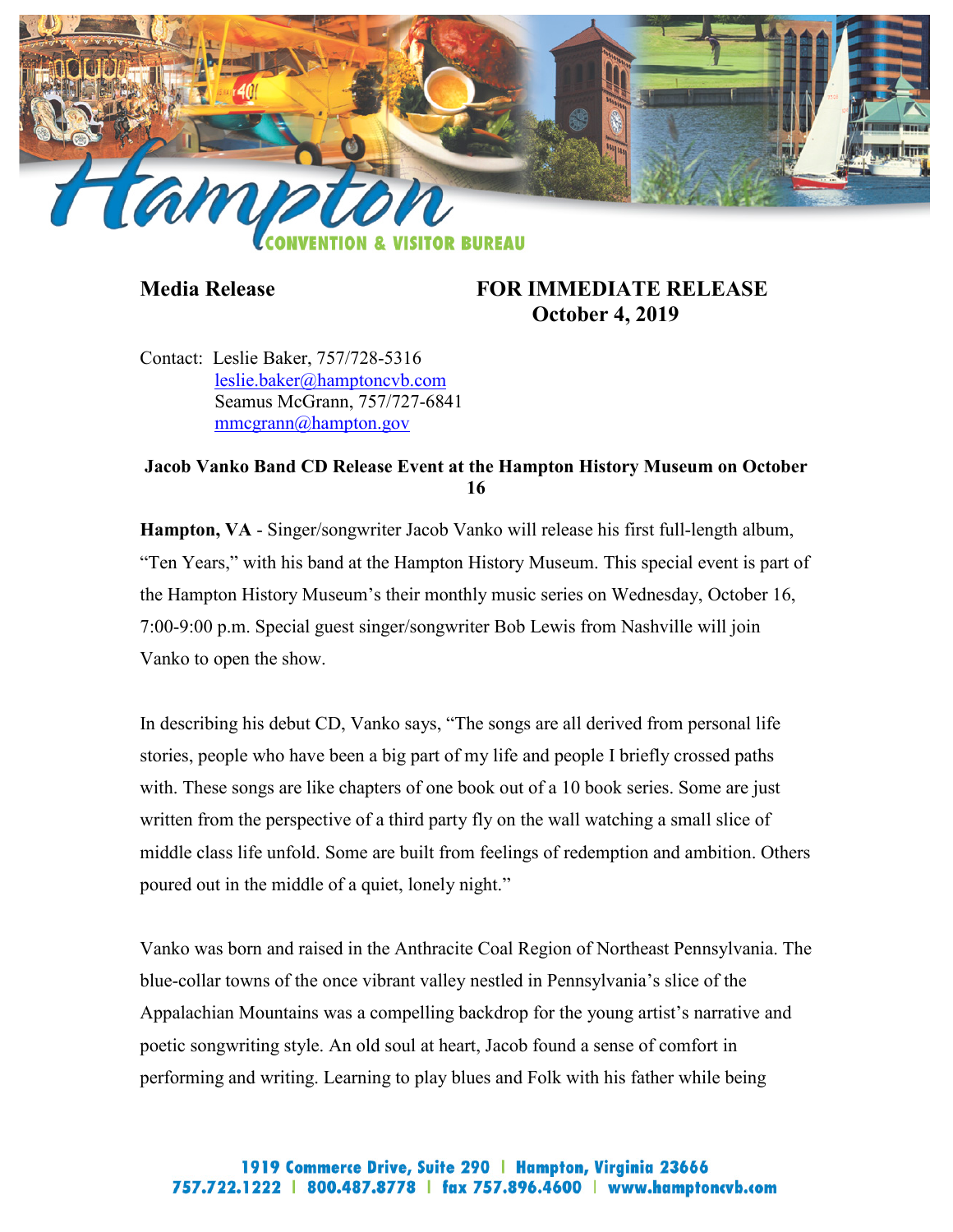**Hampton**
**CONVENTION & VISITOR BUREAU**

**Media Release** **FOR IMMEDIATE RELEASE**
**October 4, 2019**

Contact: Leslie Baker, 757/728-5316
leslie.baker@hamptoncvb.com
Seamus McGrann, 757/727-6841
mmcgrann@hampton.gov

**Jacob Vanko Band CD Release Event at the Hampton History Museum on October 16**

**Hampton, VA** - Singer/songwriter Jacob Vanko will release his first full-length album, "Ten Years," with his band at the Hampton History Museum. This special event is part of the Hampton History Museum's their monthly music series on Wednesday, October 16, 7:00-9:00 p.m. Special guest singer/songwriter Bob Lewis from Nashville will join Vanko to open the show.

In describing his debut CD, Vanko says, "The songs are all derived from personal life stories, people who have been a big part of my life and people I briefly crossed paths with. These songs are like chapters of one book out of a 10 book series. Some are just written from the perspective of a third party fly on the wall watching a small slice of middle class life unfold. Some are built from feelings of redemption and ambition. Others poured out in the middle of a quiet, lonely night."

Vanko was born and raised in the Anthracite Coal Region of Northeast Pennsylvania. The blue-collar towns of the once vibrant valley nestled in Pennsylvania's slice of the Appalachian Mountains was a compelling backdrop for the young artist's narrative and poetic songwriting style. An old soul at heart, Jacob found a sense of comfort in performing and writing. Learning to play blues and Folk with his father while being

1919 Commerce Drive, Suite 290 | Hampton, Virginia 23666
757.722.1222 | 800.487.8778 | fax 757.896.4600 | www.hamptoncvb.com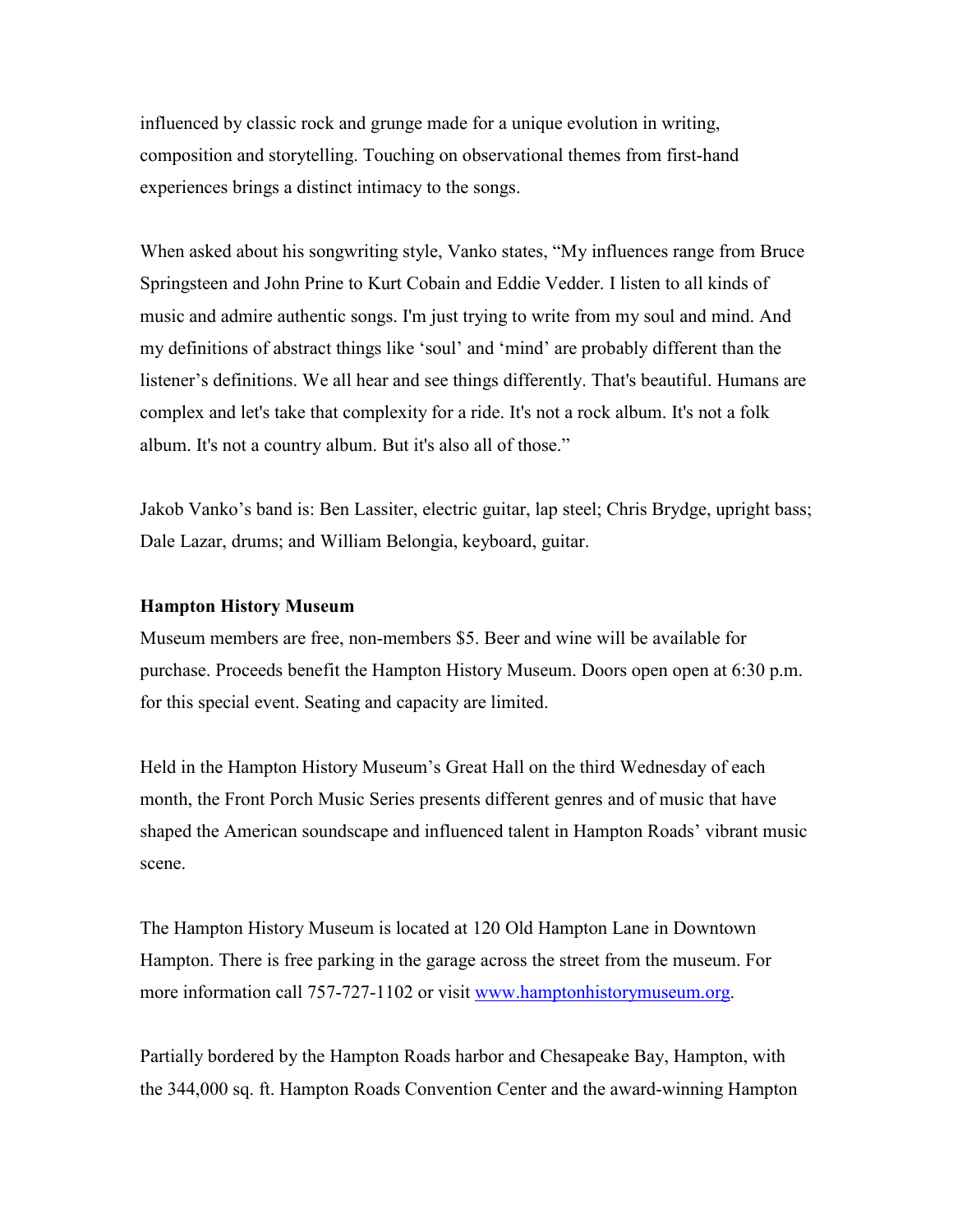influenced by classic rock and grunge made for a unique evolution in writing, composition and storytelling. Touching on observational themes from first-hand experiences brings a distinct intimacy to the songs.

When asked about his songwriting style, Vanko states, "My influences range from Bruce Springsteen and John Prine to Kurt Cobain and Eddie Vedder. I listen to all kinds of music and admire authentic songs. I'm just trying to write from my soul and mind. And my definitions of abstract things like 'soul' and 'mind' are probably different than the listener's definitions. We all hear and see things differently. That's beautiful. Humans are complex and let's take that complexity for a ride. It's not a rock album. It's not a folk album. It's not a country album. But it's also all of those."

Jakob Vanko's band is: Ben Lassiter, electric guitar, lap steel; Chris Brydge, upright bass; Dale Lazar, drums; and William Belongia, keyboard, guitar.

**Hampton History Museum**

Museum members are free, non-members $5. Beer and wine will be available for purchase. Proceeds benefit the Hampton History Museum. Doors open open at 6:30 p.m. for this special event. Seating and capacity are limited.

Held in the Hampton History Museum's Great Hall on the third Wednesday of each month, the Front Porch Music Series presents different genres and of music that have shaped the American soundscape and influenced talent in Hampton Roads' vibrant music scene.

The Hampton History Museum is located at 120 Old Hampton Lane in Downtown Hampton. There is free parking in the garage across the street from the museum. For more information call 757-727-1102 or visit [www.hamptonhistorymuseum.org](http://www.hamptonhistorymuseum.org).

Partially bordered by the Hampton Roads harbor and Chesapeake Bay, Hampton, with the 344,000 sq. ft. Hampton Roads Convention Center and the award-winning Hampton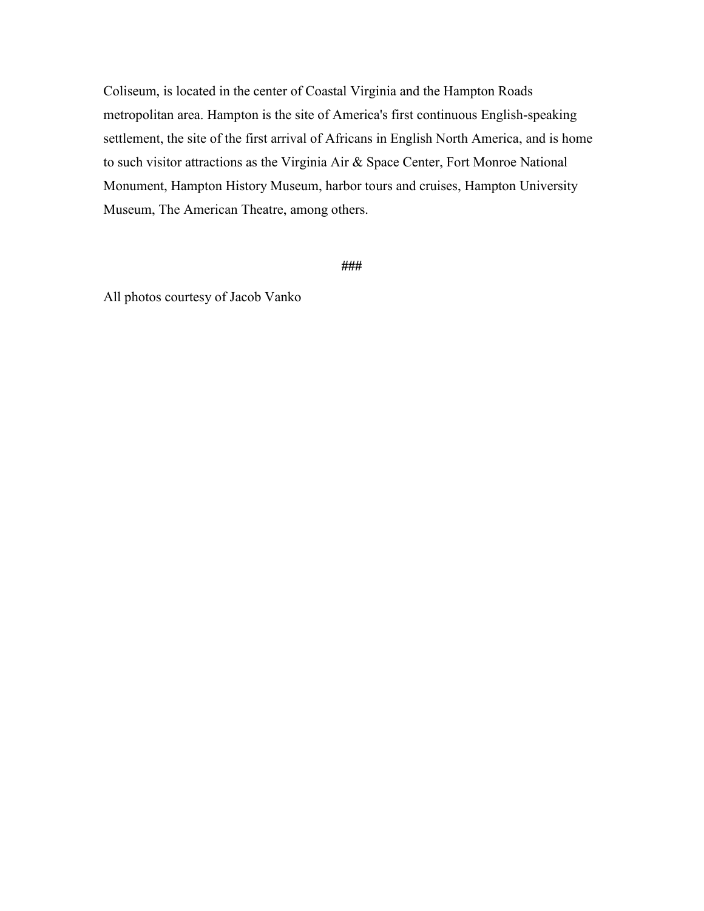Coliseum, is located in the center of Coastal Virginia and the Hampton Roads metropolitan area. Hampton is the site of America's first continuous English-speaking settlement, the site of the first arrival of Africans in English North America, and is home to such visitor attractions as the Virginia Air & Space Center, Fort Monroe National Monument, Hampton History Museum, harbor tours and cruises, Hampton University Museum, The American Theatre, among others.

###

All photos courtesy of Jacob Vanko